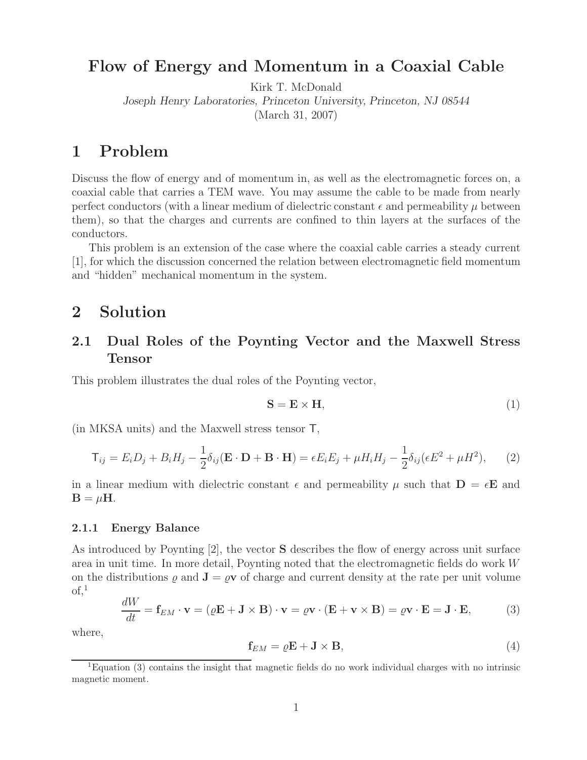# Flow of Energy and Momentum in a Coaxial Cable

Kirk T. McDonald

*Joseph Henry Laboratories, Princeton University, Princeton, NJ 08544*

(March 31, 2007)

# 1 Problem

Discuss the flow of energy and of momentum in, as well as the electromagnetic forces on, a coaxial cable that carries a TEM wave. You may assume the cable to be made from nearly perfect conductors (with a linear medium of dielectric constant $\epsilon$ and permeability $\mu$ between them), so that the charges and currents are confined to thin layers at the surfaces of the conductors.

This problem is an extension of the case where the coaxial cable carries a steady current [1], for which the discussion concerned the relation between electromagnetic field momentum and "hidden" mechanical momentum in the system.

# 2 Solution

## 2.1 Dual Roles of the Poynting Vector and the Maxwell Stress Tensor

This problem illustrates the dual roles of the Poynting vector,

$$\mathbf{S} = \mathbf{E} \times \mathbf{H}, \tag{1}$$

(in MKSA units) and the Maxwell stress tensor $\mathsf{T}$,

$$\mathsf{T}_{ij} = E_i D_j + B_i H_j - \frac{1}{2}\delta_{ij}(\mathbf{E}\cdot\mathbf{D} + \mathbf{B}\cdot\mathbf{H}) = \epsilon E_i E_j + \mu H_i H_j - \frac{1}{2}\delta_{ij}(\epsilon E^2 + \mu H^2), \tag{2}$$

in a linear medium with dielectric constant $\epsilon$ and permeability $\mu$ such that $\mathbf{D} = \epsilon\mathbf{E}$ and $\mathbf{B} = \mu\mathbf{H}$.

### 2.1.1 Energy Balance

As introduced by Poynting [2], the vector $\mathbf{S}$ describes the flow of energy across unit surface area in unit time. In more detail, Poynting noted that the electromagnetic fields do work $W$ on the distributions $\varrho$ and $\mathbf{J} = \varrho\mathbf{v}$ of charge and current density at the rate per unit volume of,[1]

$$\frac{dW}{dt} = \mathbf{f}_{EM}\cdot\mathbf{v} = (\varrho\mathbf{E} + \mathbf{J}\times\mathbf{B})\cdot\mathbf{v} = \varrho\mathbf{v}\cdot(\mathbf{E} + \mathbf{v}\times\mathbf{B}) = \varrho\mathbf{v}\cdot\mathbf{E} = \mathbf{J}\cdot\mathbf{E}, \tag{3}$$

where,

$$\mathbf{f}_{EM} = \varrho\mathbf{E} + \mathbf{J}\times\mathbf{B}, \tag{4}$$

[1] Equation (3) contains the insight that magnetic fields do no work individual charges with no intrinsic magnetic moment.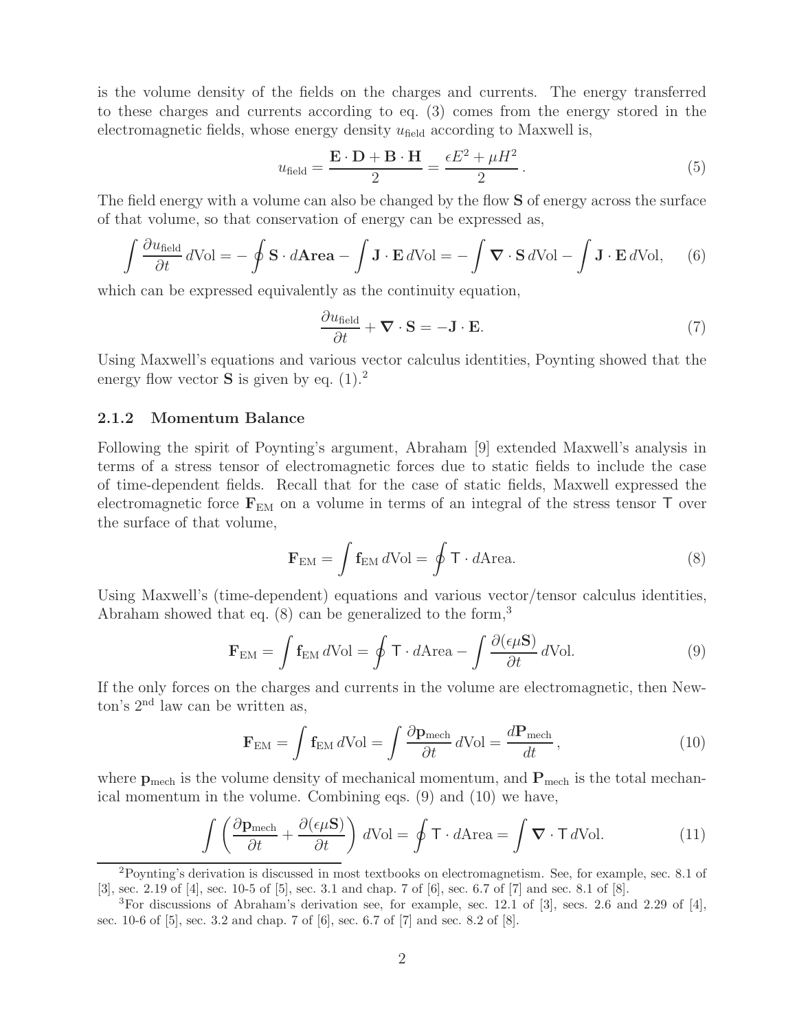is the volume density of the fields on the charges and currents. The energy transferred to these charges and currents according to eq. (3) comes from the energy stored in the electromagnetic fields, whose energy density $u_{\rm field}$ according to Maxwell is,

$$u_{\rm field} = \frac{\mathbf{E}\cdot\mathbf{D} + \mathbf{B}\cdot\mathbf{H}}{2} = \frac{\epsilon E^2 + \mu H^2}{2}\,. \tag{5}$$

The field energy with a volume can also be changed by the flow $\mathbf{S}$ of energy across the surface of that volume, so that conservation of energy can be expressed as,

$$\int \frac{\partial u_{\rm field}}{\partial t}\,d{\rm Vol} = -\oint \mathbf{S}\cdot d\mathbf{Area} - \int \mathbf{J}\cdot\mathbf{E}\,d{\rm Vol} = -\int \boldsymbol{\nabla}\cdot\mathbf{S}\,d{\rm Vol} - \int \mathbf{J}\cdot\mathbf{E}\,d{\rm Vol}, \tag{6}$$

which can be expressed equivalently as the continuity equation,

$$\frac{\partial u_{\rm field}}{\partial t} + \boldsymbol{\nabla}\cdot\mathbf{S} = -\mathbf{J}\cdot\mathbf{E}. \tag{7}$$

Using Maxwell's equations and various vector calculus identities, Poynting showed that the energy flow vector $\mathbf{S}$ is given by eq. (1).[2]

### 2.1.2 Momentum Balance

Following the spirit of Poynting's argument, Abraham [9] extended Maxwell's analysis in terms of a stress tensor of electromagnetic forces due to static fields to include the case of time-dependent fields. Recall that for the case of static fields, Maxwell expressed the electromagnetic force $\mathbf{F}_{\rm EM}$ on a volume in terms of an integral of the stress tensor $\mathsf{T}$ over the surface of that volume,

$$\mathbf{F}_{\rm EM} = \int \mathbf{f}_{\rm EM}\,d{\rm Vol} = \oint \mathsf{T}\cdot d{\rm Area}. \tag{8}$$

Using Maxwell's (time-dependent) equations and various vector/tensor calculus identities, Abraham showed that eq. (8) can be generalized to the form,[3]

$$\mathbf{F}_{\rm EM} = \int \mathbf{f}_{\rm EM}\,d{\rm Vol} = \oint \mathsf{T}\cdot d{\rm Area} - \int \frac{\partial(\epsilon\mu\mathbf{S})}{\partial t}\,d{\rm Vol}. \tag{9}$$

If the only forces on the charges and currents in the volume are electromagnetic, then Newton's 2[nd] law can be written as,

$$\mathbf{F}_{\rm EM} = \int \mathbf{f}_{\rm EM}\,d{\rm Vol} = \int \frac{\partial \mathbf{p}_{\rm mech}}{\partial t}\,d{\rm Vol} = \frac{d\mathbf{P}_{\rm mech}}{dt}\,, \tag{10}$$

where $\mathbf{p}_{\rm mech}$ is the volume density of mechanical momentum, and $\mathbf{P}_{\rm mech}$ is the total mechanical momentum in the volume. Combining eqs. (9) and (10) we have,

$$\int \left(\frac{\partial \mathbf{p}_{\rm mech}}{\partial t} + \frac{\partial(\epsilon\mu\mathbf{S})}{\partial t}\right) d{\rm Vol} = \oint \mathsf{T}\cdot d{\rm Area} = \int \boldsymbol{\nabla}\cdot\mathsf{T}\,d{\rm Vol}. \tag{11}$$

---

[2] Poynting's derivation is discussed in most textbooks on electromagnetism. See, for example, sec. 8.1 of [3], sec. 2.19 of [4], sec. 10-5 of [5], sec. 3.1 and chap. 7 of [6], sec. 6.7 of [7] and sec. 8.1 of [8].

[3] For discussions of Abraham's derivation see, for example, sec. 12.1 of [3], secs. 2.6 and 2.29 of [4], sec. 10-6 of [5], sec. 3.2 and chap. 7 of [6], sec. 6.7 of [7] and sec. 8.2 of [8].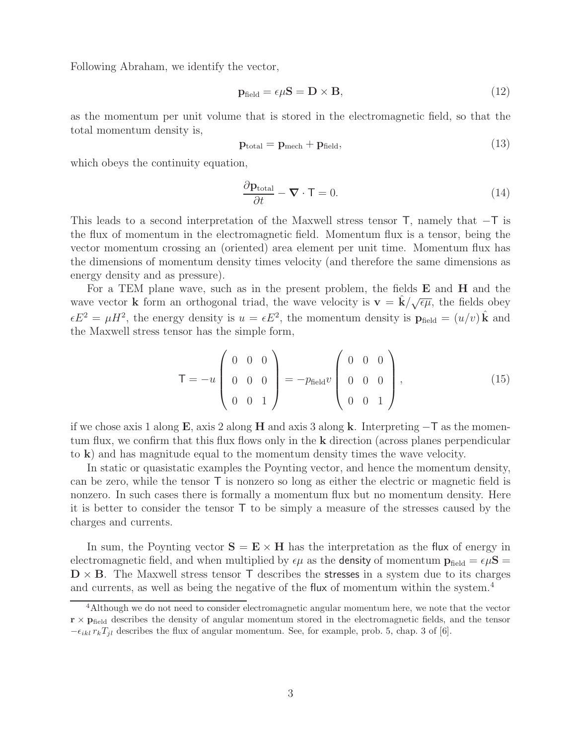Following Abraham, we identify the vector,

$$\mathbf{p}_{\text{field}} = \epsilon\mu\mathbf{S} = \mathbf{D} \times \mathbf{B}, \tag{12}$$

as the momentum per unit volume that is stored in the electromagnetic field, so that the total momentum density is,

$$\mathbf{p}_{\text{total}} = \mathbf{p}_{\text{mech}} + \mathbf{p}_{\text{field}}, \tag{13}$$

which obeys the continuity equation,

$$\frac{\partial \mathbf{p}_{\text{total}}}{\partial t} - \boldsymbol{\nabla} \cdot \mathsf{T} = 0. \tag{14}$$

This leads to a second interpretation of the Maxwell stress tensor $\mathsf{T}$, namely that $-\mathsf{T}$ is the flux of momentum in the electromagnetic field. Momentum flux is a tensor, being the vector momentum crossing an (oriented) area element per unit time. Momentum flux has the dimensions of momentum density times velocity (and therefore the same dimensions as energy density and as pressure).

For a TEM plane wave, such as in the present problem, the fields $\mathbf{E}$ and $\mathbf{H}$ and the wave vector $\mathbf{k}$ form an orthogonal triad, the wave velocity is $\mathbf{v} = \hat{\mathbf{k}}/\sqrt{\epsilon\mu}$, the fields obey $\epsilon E^2 = \mu H^2$, the energy density is $u = \epsilon E^2$, the momentum density is $\mathbf{p}_{\text{field}} = (u/v)\,\hat{\mathbf{k}}$ and the Maxwell stress tensor has the simple form,

$$\mathsf{T} = -u \begin{pmatrix} 0 & 0 & 0 \\ 0 & 0 & 0 \\ 0 & 0 & 1 \end{pmatrix} = -p_{\text{field}} v \begin{pmatrix} 0 & 0 & 0 \\ 0 & 0 & 0 \\ 0 & 0 & 1 \end{pmatrix}, \tag{15}$$

if we chose axis 1 along $\mathbf{E}$, axis 2 along $\mathbf{H}$ and axis 3 along $\mathbf{k}$. Interpreting $-\mathsf{T}$ as the momentum flux, we confirm that this flux flows only in the $\mathbf{k}$ direction (across planes perpendicular to $\mathbf{k}$) and has magnitude equal to the momentum density times the wave velocity.

In static or quasistatic examples the Poynting vector, and hence the momentum density, can be zero, while the tensor $\mathsf{T}$ is nonzero so long as either the electric or magnetic field is nonzero. In such cases there is formally a momentum flux but no momentum density. Here it is better to consider the tensor $\mathsf{T}$ to be simply a measure of the stresses caused by the charges and currents.

In sum, the Poynting vector $\mathbf{S} = \mathbf{E} \times \mathbf{H}$ has the interpretation as the flux of energy in electromagnetic field, and when multiplied by $\epsilon\mu$ as the density of momentum $\mathbf{p}_{\text{field}} = \epsilon\mu\mathbf{S} = \mathbf{D} \times \mathbf{B}$. The Maxwell stress tensor $\mathsf{T}$ describes the stresses in a system due to its charges and currents, as well as being the negative of the flux of momentum within the system.[4]

[4] Although we do not need to consider electromagnetic angular momentum here, we note that the vector $\mathbf{r} \times \mathbf{p}_{\text{field}}$ describes the density of angular momentum stored in the electromagnetic fields, and the tensor $-\epsilon_{ikl}\, r_k T_{jl}$ describes the flux of angular momentum. See, for example, prob. 5, chap. 3 of [6].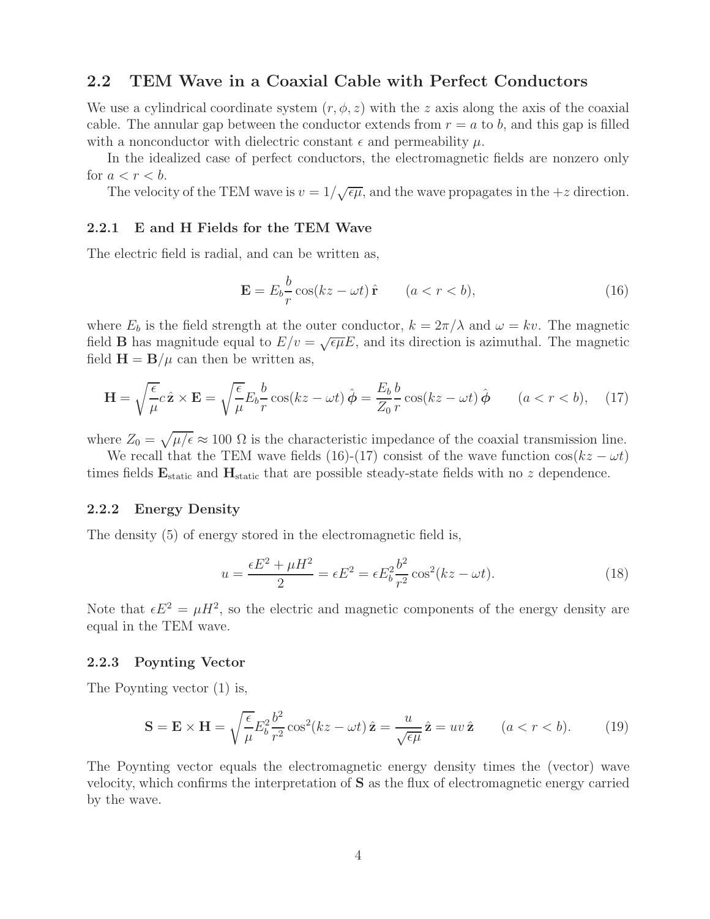## 2.2 TEM Wave in a Coaxial Cable with Perfect Conductors

We use a cylindrical coordinate system $(r, \phi, z)$ with the $z$ axis along the axis of the coaxial cable. The annular gap between the conductor extends from $r = a$ to $b$, and this gap is filled with a nonconductor with dielectric constant $\epsilon$ and permeability $\mu$.

In the idealized case of perfect conductors, the electromagnetic fields are nonzero only for $a < r < b$.

The velocity of the TEM wave is $v = 1/\sqrt{\epsilon\mu}$, and the wave propagates in the $+z$ direction.

### 2.2.1 E and H Fields for the TEM Wave

The electric field is radial, and can be written as,

$$\mathbf{E} = E_b \frac{b}{r} \cos(kz - \omega t)\, \hat{\mathbf{r}} \qquad (a < r < b), \tag{16}$$

where $E_b$ is the field strength at the outer conductor, $k = 2\pi/\lambda$ and $\omega = kv$. The magnetic field $\mathbf{B}$ has magnitude equal to $E/v = \sqrt{\epsilon\mu}E$, and its direction is azimuthal. The magnetic field $\mathbf{H} = \mathbf{B}/\mu$ can then be written as,

$$\mathbf{H} = \sqrt{\frac{\epsilon}{\mu}} c\, \hat{\mathbf{z}} \times \mathbf{E} = \sqrt{\frac{\epsilon}{\mu}} E_b \frac{b}{r} \cos(kz - \omega t)\, \hat{\boldsymbol{\phi}} = \frac{E_b}{Z_0} \frac{b}{r} \cos(kz - \omega t)\, \hat{\boldsymbol{\phi}} \qquad (a < r < b), \tag{17}$$

where $Z_0 = \sqrt{\mu/\epsilon} \approx 100\ \Omega$ is the characteristic impedance of the coaxial transmission line.

We recall that the TEM wave fields (16)-(17) consist of the wave function $\cos(kz - \omega t)$ times fields $\mathbf{E}_{\text{static}}$ and $\mathbf{H}_{\text{static}}$ that are possible steady-state fields with no $z$ dependence.

### 2.2.2 Energy Density

The density (5) of energy stored in the electromagnetic field is,

$$u = \frac{\epsilon E^2 + \mu H^2}{2} = \epsilon E^2 = \epsilon E_b^2 \frac{b^2}{r^2} \cos^2(kz - \omega t). \tag{18}$$

Note that $\epsilon E^2 = \mu H^2$, so the electric and magnetic components of the energy density are equal in the TEM wave.

### 2.2.3 Poynting Vector

The Poynting vector (1) is,

$$\mathbf{S} = \mathbf{E} \times \mathbf{H} = \sqrt{\frac{\epsilon}{\mu}} E_b^2 \frac{b^2}{r^2} \cos^2(kz - \omega t)\, \hat{\mathbf{z}} = \frac{u}{\sqrt{\epsilon\mu}}\, \hat{\mathbf{z}} = uv\, \hat{\mathbf{z}} \qquad (a < r < b). \tag{19}$$

The Poynting vector equals the electromagnetic energy density times the (vector) wave velocity, which confirms the interpretation of $\mathbf{S}$ as the flux of electromagnetic energy carried by the wave.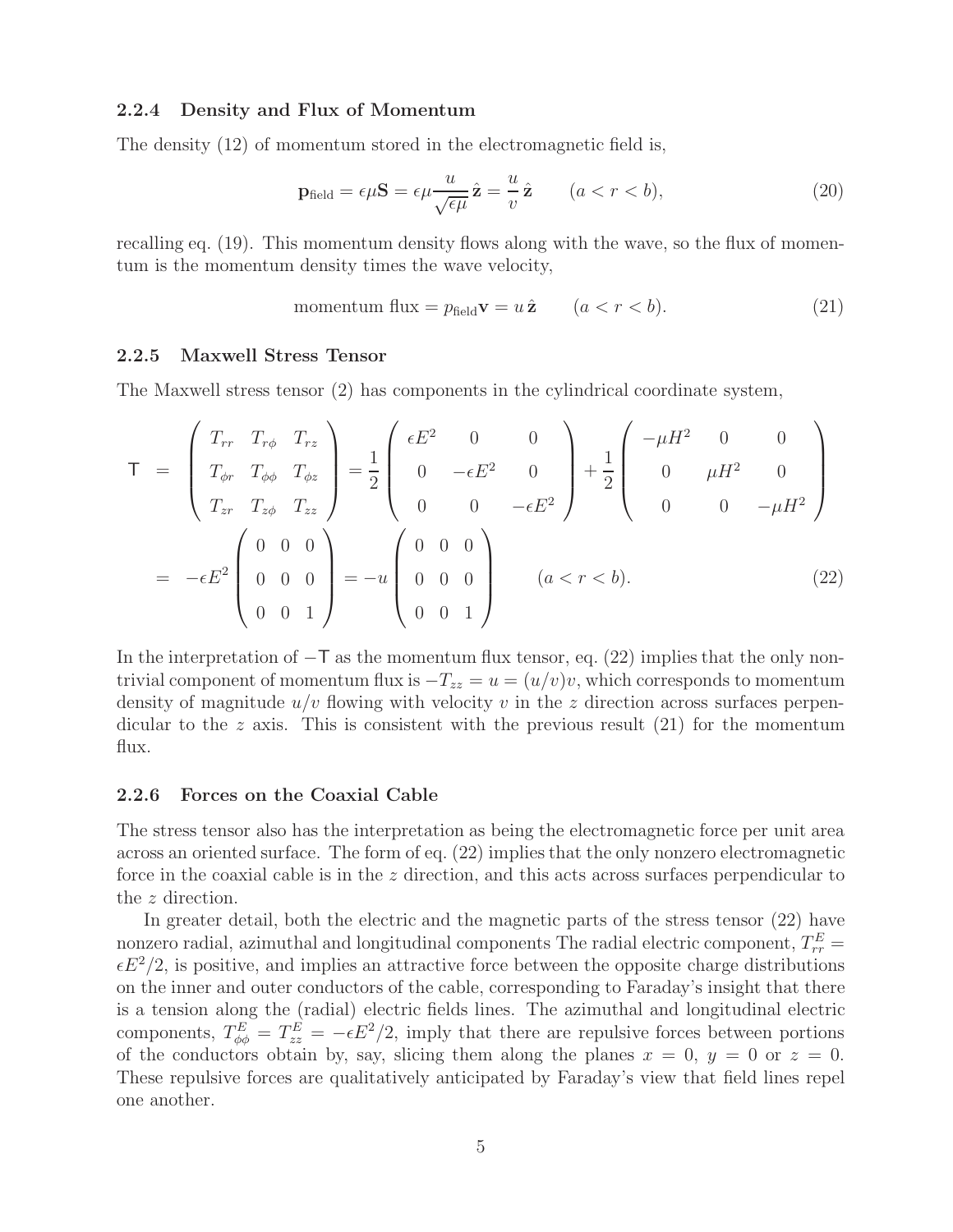### 2.2.4 Density and Flux of Momentum

The density (12) of momentum stored in the electromagnetic field is,

$$\mathbf{p}_{\rm field} = \epsilon\mu\mathbf{S} = \epsilon\mu\frac{u}{\sqrt{\epsilon\mu}}\,\hat{\mathbf{z}} = \frac{u}{v}\,\hat{\mathbf{z}} \qquad (a < r < b), \tag{20}$$

recalling eq. (19). This momentum density flows along with the wave, so the flux of momentum is the momentum density times the wave velocity,

$$\text{momentum flux} = p_{\rm field}\mathbf{v} = u\,\hat{\mathbf{z}} \qquad (a < r < b). \tag{21}$$

### 2.2.5 Maxwell Stress Tensor

The Maxwell stress tensor (2) has components in the cylindrical coordinate system,

$$\begin{aligned}
\mathsf{T} &= \begin{pmatrix} T_{rr} & T_{r\phi} & T_{rz} \\ T_{\phi r} & T_{\phi\phi} & T_{\phi z} \\ T_{zr} & T_{z\phi} & T_{zz} \end{pmatrix} = \frac{1}{2}\begin{pmatrix} \epsilon E^2 & 0 & 0 \\ 0 & -\epsilon E^2 & 0 \\ 0 & 0 & -\epsilon E^2 \end{pmatrix} + \frac{1}{2}\begin{pmatrix} -\mu H^2 & 0 & 0 \\ 0 & \mu H^2 & 0 \\ 0 & 0 & -\mu H^2 \end{pmatrix} \\
&= -\epsilon E^2 \begin{pmatrix} 0 & 0 & 0 \\ 0 & 0 & 0 \\ 0 & 0 & 1 \end{pmatrix} = -u \begin{pmatrix} 0 & 0 & 0 \\ 0 & 0 & 0 \\ 0 & 0 & 1 \end{pmatrix} \qquad (a < r < b).
\end{aligned} \tag{22}$$

In the interpretation of $-\mathsf{T}$ as the momentum flux tensor, eq. (22) implies that the only nontrivial component of momentum flux is $-T_{zz} = u = (u/v)v$, which corresponds to momentum density of magnitude $u/v$ flowing with velocity $v$ in the $z$ direction across surfaces perpendicular to the $z$ axis. This is consistent with the previous result (21) for the momentum flux.

### 2.2.6 Forces on the Coaxial Cable

The stress tensor also has the interpretation as being the electromagnetic force per unit area across an oriented surface. The form of eq. (22) implies that the only nonzero electromagnetic force in the coaxial cable is in the $z$ direction, and this acts across surfaces perpendicular to the $z$ direction.

In greater detail, both the electric and the magnetic parts of the stress tensor (22) have nonzero radial, azimuthal and longitudinal components The radial electric component, $T^E_{rr} = \epsilon E^2/2$, is positive, and implies an attractive force between the opposite charge distributions on the inner and outer conductors of the cable, corresponding to Faraday's insight that there is a tension along the (radial) electric fields lines. The azimuthal and longitudinal electric components, $T^E_{\phi\phi} = T^E_{zz} = -\epsilon E^2/2$, imply that there are repulsive forces between portions of the conductors obtain by, say, slicing them along the planes $x = 0$, $y = 0$ or $z = 0$. These repulsive forces are qualitatively anticipated by Faraday's view that field lines repel one another.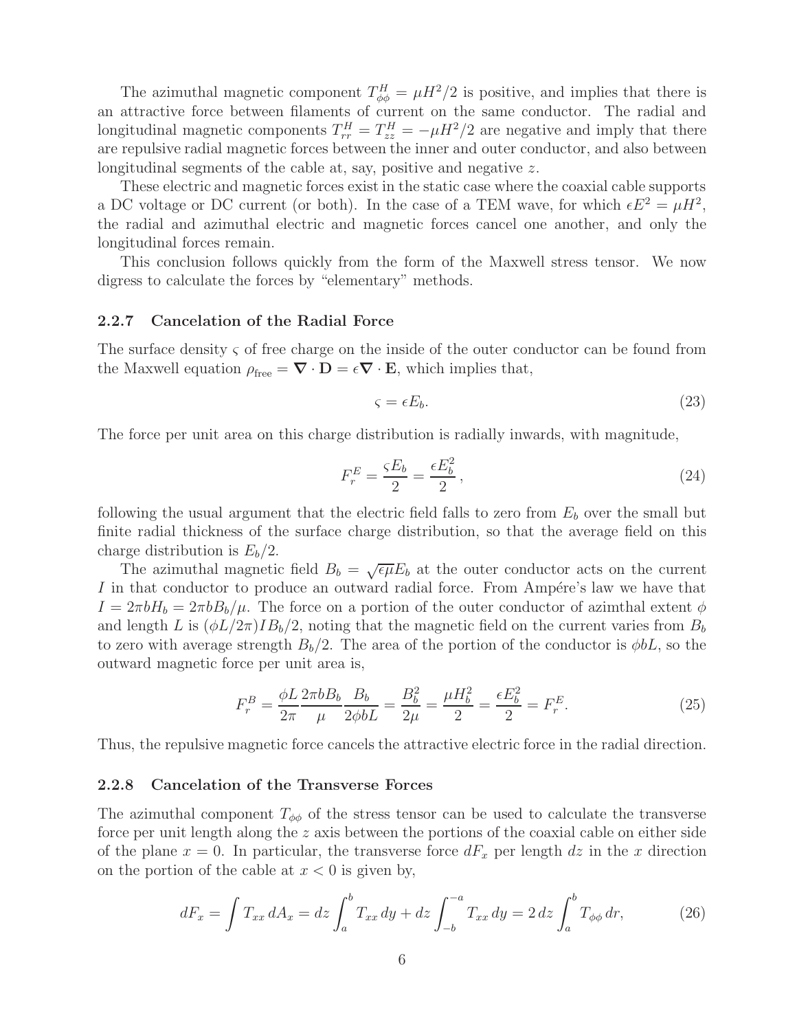The azimuthal magnetic component $T^H_{\phi\phi} = \mu H^2/2$ is positive, and implies that there is an attractive force between filaments of current on the same conductor. The radial and longitudinal magnetic components $T^H_{rr} = T^H_{zz} = -\mu H^2/2$ are negative and imply that there are repulsive radial magnetic forces between the inner and outer conductor, and also between longitudinal segments of the cable at, say, positive and negative $z$.

These electric and magnetic forces exist in the static case where the coaxial cable supports a DC voltage or DC current (or both). In the case of a TEM wave, for which $\epsilon E^2 = \mu H^2$, the radial and azimuthal electric and magnetic forces cancel one another, and only the longitudinal forces remain.

This conclusion follows quickly from the form of the Maxwell stress tensor. We now digress to calculate the forces by "elementary" methods.

### 2.2.7 Cancelation of the Radial Force

The surface density $\varsigma$ of free charge on the inside of the outer conductor can be found from the Maxwell equation $\rho_{\rm free} = \boldsymbol{\nabla} \cdot \mathbf{D} = \epsilon \boldsymbol{\nabla} \cdot \mathbf{E}$, which implies that,

$$\varsigma = \epsilon E_b. \tag{23}$$

The force per unit area on this charge distribution is radially inwards, with magnitude,

$$F^E_r = \frac{\varsigma E_b}{2} = \frac{\epsilon E_b^2}{2}, \tag{24}$$

following the usual argument that the electric field falls to zero from $E_b$ over the small but finite radial thickness of the surface charge distribution, so that the average field on this charge distribution is $E_b/2$.

The azimuthal magnetic field $B_b = \sqrt{\epsilon\mu} E_b$ at the outer conductor acts on the current $I$ in that conductor to produce an outward radial force. From Ampére's law we have that $I = 2\pi b H_b = 2\pi b B_b/\mu$. The force on a portion of the outer conductor of azimthal extent $\phi$ and length $L$ is $(\phi L/2\pi) I B_b/2$, noting that the magnetic field on the current varies from $B_b$ to zero with average strength $B_b/2$. The area of the portion of the conductor is $\phi b L$, so the outward magnetic force per unit area is,

$$F^B_r = \frac{\phi L}{2\pi} \frac{2\pi b B_b}{\mu} \frac{B_b}{2\phi b L} = \frac{B_b^2}{2\mu} = \frac{\mu H_b^2}{2} = \frac{\epsilon E_b^2}{2} = F^E_r. \tag{25}$$

Thus, the repulsive magnetic force cancels the attractive electric force in the radial direction.

### 2.2.8 Cancelation of the Transverse Forces

The azimuthal component $T_{\phi\phi}$ of the stress tensor can be used to calculate the transverse force per unit length along the $z$ axis between the portions of the coaxial cable on either side of the plane $x = 0$. In particular, the transverse force $dF_x$ per length $dz$ in the $x$ direction on the portion of the cable at $x < 0$ is given by,

$$dF_x = \int T_{xx}\, dA_x = dz \int_a^b T_{xx}\, dy + dz \int_{-b}^{-a} T_{xx}\, dy = 2\, dz \int_a^b T_{\phi\phi}\, dr, \tag{26}$$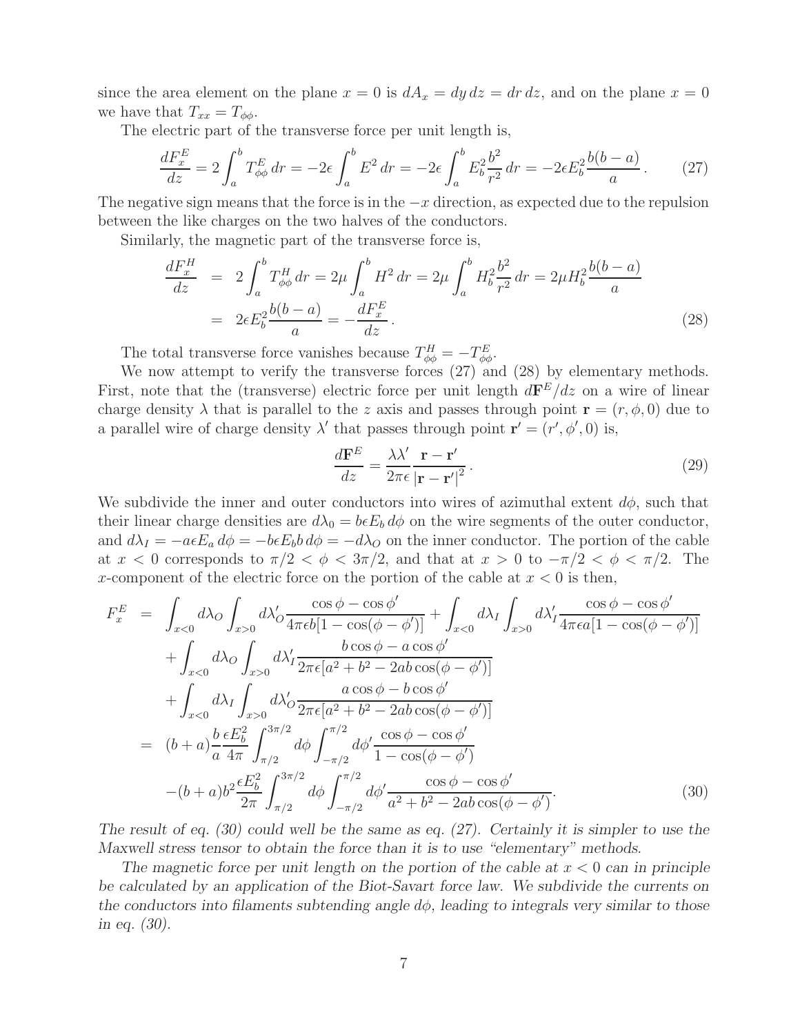since the area element on the plane $x = 0$ is $dA_x = dy\,dz = dr\,dz$, and on the plane $x = 0$ we have that $T_{xx} = T_{\phi\phi}$.

The electric part of the transverse force per unit length is,

$$\frac{dF_x^E}{dz} = 2\int_a^b T_{\phi\phi}^E\,dr = -2\epsilon\int_a^b E^2\,dr = -2\epsilon\int_a^b E_b^2\frac{b^2}{r^2}\,dr = -2\epsilon E_b^2\frac{b(b-a)}{a}\,. \tag{27}$$

The negative sign means that the force is in the $-x$ direction, as expected due to the repulsion between the like charges on the two halves of the conductors.

Similarly, the magnetic part of the transverse force is,

$$\begin{aligned}\frac{dF_x^H}{dz} &= 2\int_a^b T_{\phi\phi}^H\,dr = 2\mu\int_a^b H^2\,dr = 2\mu\int_a^b H_b^2\frac{b^2}{r^2}\,dr = 2\mu H_b^2\frac{b(b-a)}{a} \\ &= 2\epsilon E_b^2\frac{b(b-a)}{a} = -\frac{dF_x^E}{dz}\,.\end{aligned} \tag{28}$$

The total transverse force vanishes because $T_{\phi\phi}^H = -T_{\phi\phi}^E$.

We now attempt to verify the transverse forces (27) and (28) by elementary methods. First, note that the (transverse) electric force per unit length $d\mathbf{F}^E/dz$ on a wire of linear charge density $\lambda$ that is parallel to the $z$ axis and passes through point $\mathbf{r} = (r,\phi,0)$ due to a parallel wire of charge density $\lambda'$ that passes through point $\mathbf{r}' = (r',\phi',0)$ is,

$$\frac{d\mathbf{F}^E}{dz} = \frac{\lambda\lambda'}{2\pi\epsilon}\frac{\mathbf{r}-\mathbf{r}'}{|\mathbf{r}-\mathbf{r}'|^2}\,. \tag{29}$$

We subdivide the inner and outer conductors into wires of azimuthal extent $d\phi$, such that their linear charge densities are $d\lambda_0 = b\epsilon E_b\,d\phi$ on the wire segments of the outer conductor, and $d\lambda_I = -a\epsilon E_a\,d\phi = -b\epsilon E_b b\,d\phi = -d\lambda_O$ on the inner conductor. The portion of the cable at $x < 0$ corresponds to $\pi/2 < \phi < 3\pi/2$, and that at $x > 0$ to $-\pi/2 < \phi < \pi/2$. The $x$-component of the electric force on the portion of the cable at $x < 0$ is then,

$$\begin{aligned}F_x^E &= \int_{x<0} d\lambda_O\int_{x>0} d\lambda_O'\frac{\cos\phi-\cos\phi'}{4\pi\epsilon b[1-\cos(\phi-\phi')]} + \int_{x<0} d\lambda_I\int_{x>0} d\lambda_I'\frac{\cos\phi-\cos\phi'}{4\pi\epsilon a[1-\cos(\phi-\phi')]} \\ &\quad + \int_{x<0} d\lambda_O\int_{x>0} d\lambda_I'\frac{b\cos\phi-a\cos\phi'}{2\pi\epsilon[a^2+b^2-2ab\cos(\phi-\phi')]} \\ &\quad + \int_{x<0} d\lambda_I\int_{x>0} d\lambda_O'\frac{a\cos\phi-b\cos\phi'}{2\pi\epsilon[a^2+b^2-2ab\cos(\phi-\phi')]} \\ &= (b+a)\frac{b}{a}\frac{\epsilon E_b^2}{4\pi}\int_{\pi/2}^{3\pi/2} d\phi\int_{-\pi/2}^{\pi/2} d\phi'\frac{\cos\phi-\cos\phi'}{1-\cos(\phi-\phi')} \\ &\quad -(b+a)b^2\frac{\epsilon E_b^2}{2\pi}\int_{\pi/2}^{3\pi/2} d\phi\int_{-\pi/2}^{\pi/2} d\phi'\frac{\cos\phi-\cos\phi'}{a^2+b^2-2ab\cos(\phi-\phi')}.\end{aligned} \tag{30}$$

*The result of eq. (30) could well be the same as eq. (27). Certainly it is simpler to use the Maxwell stress tensor to obtain the force than it is to use "elementary" methods.*

*The magnetic force per unit length on the portion of the cable at $x < 0$ can in principle be calculated by an application of the Biot-Savart force law. We subdivide the currents on the conductors into filaments subtending angle $d\phi$, leading to integrals very similar to those in eq. (30).*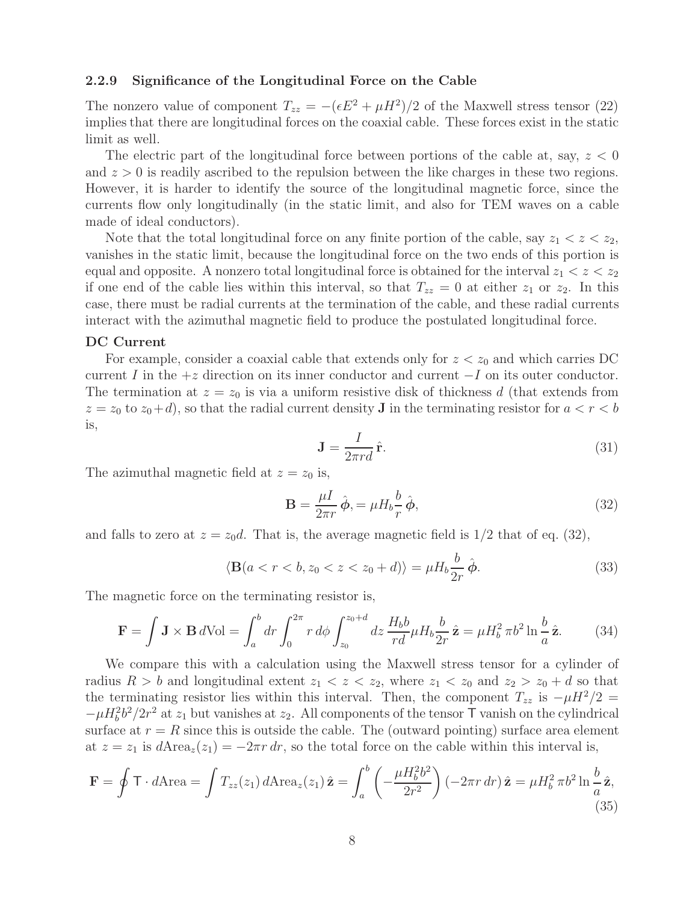### 2.2.9 Significance of the Longitudinal Force on the Cable

The nonzero value of component $T_{zz} = -(\epsilon E^2 + \mu H^2)/2$ of the Maxwell stress tensor (22) implies that there are longitudinal forces on the coaxial cable. These forces exist in the static limit as well.

The electric part of the longitudinal force between portions of the cable at, say, $z < 0$ and $z > 0$ is readily ascribed to the repulsion between the like charges in these two regions. However, it is harder to identify the source of the longitudinal magnetic force, since the currents flow only longitudinally (in the static limit, and also for TEM waves on a cable made of ideal conductors).

Note that the total longitudinal force on any finite portion of the cable, say $z_1 < z < z_2$, vanishes in the static limit, because the longitudinal force on the two ends of this portion is equal and opposite. A nonzero total longitudinal force is obtained for the interval $z_1 < z < z_2$ if one end of the cable lies within this interval, so that $T_{zz} = 0$ at either $z_1$ or $z_2$. In this case, there must be radial currents at the termination of the cable, and these radial currents interact with the azimuthal magnetic field to produce the postulated longitudinal force.

**DC Current**

For example, consider a coaxial cable that extends only for $z < z_0$ and which carries DC current $I$ in the $+z$ direction on its inner conductor and current $-I$ on its outer conductor. The termination at $z = z_0$ is via a uniform resistive disk of thickness $d$ (that extends from $z = z_0$ to $z_0 + d$), so that the radial current density $\mathbf{J}$ in the terminating resistor for $a < r < b$ is,

$$\mathbf{J} = \frac{I}{2\pi r d}\,\hat{\mathbf{r}}. \tag{31}$$

The azimuthal magnetic field at $z = z_0$ is,

$$\mathbf{B} = \frac{\mu I}{2\pi r}\,\hat{\boldsymbol{\phi}}, = \mu H_b \frac{b}{r}\,\hat{\boldsymbol{\phi}}, \tag{32}$$

and falls to zero at $z = z_0 d$. That is, the average magnetic field is 1/2 that of eq. (32),

$$\langle \mathbf{B}(a < r < b, z_0 < z < z_0 + d)\rangle = \mu H_b \frac{b}{2r}\,\hat{\boldsymbol{\phi}}. \tag{33}$$

The magnetic force on the terminating resistor is,

$$\mathbf{F} = \int \mathbf{J} \times \mathbf{B}\, d\text{Vol} = \int_a^b dr \int_0^{2\pi} r\, d\phi \int_{z_0}^{z_0+d} dz\, \frac{H_b b}{rd} \mu H_b \frac{b}{2r}\,\hat{\mathbf{z}} = \mu H_b^2\, \pi b^2 \ln\frac{b}{a}\,\hat{\mathbf{z}}. \tag{34}$$

We compare this with a calculation using the Maxwell stress tensor for a cylinder of radius $R > b$ and longitudinal extent $z_1 < z < z_2$, where $z_1 < z_0$ and $z_2 > z_0 + d$ so that the terminating resistor lies within this interval. Then, the component $T_{zz}$ is $-\mu H^2/2 = -\mu H_b^2 b^2/2r^2$ at $z_1$ but vanishes at $z_2$. All components of the tensor $\mathsf{T}$ vanish on the cylindrical surface at $r = R$ since this is outside the cable. The (outward pointing) surface area element at $z = z_1$ is $d\text{Area}_z(z_1) = -2\pi r\, dr$, so the total force on the cable within this interval is,

$$\mathbf{F} = \oint \mathsf{T} \cdot d\text{Area} = \int T_{zz}(z_1)\, d\text{Area}_z(z_1)\,\hat{\mathbf{z}} = \int_a^b \left(-\frac{\mu H_b^2 b^2}{2r^2}\right)(-2\pi r\, dr)\,\hat{\mathbf{z}} = \mu H_b^2\, \pi b^2 \ln\frac{b}{a}\,\hat{\mathbf{z}}, \tag{35}$$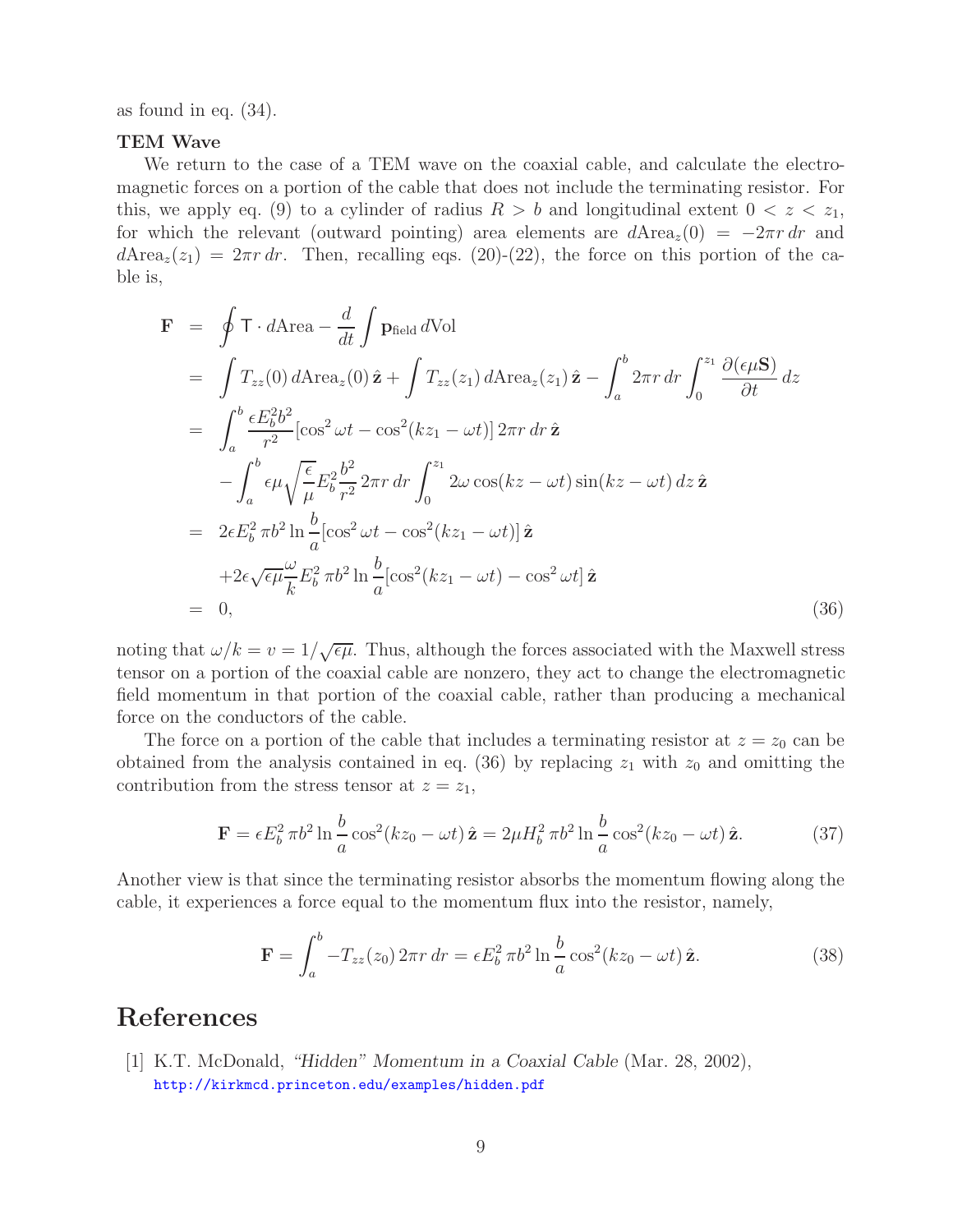as found in eq. (34).

**TEM Wave**

We return to the case of a TEM wave on the coaxial cable, and calculate the electromagnetic forces on a portion of the cable that does not include the terminating resistor. For this, we apply eq. (9) to a cylinder of radius $R > b$ and longitudinal extent $0 < z < z_1$, for which the relevant (outward pointing) area elements are $d\text{Area}_z(0) = -2\pi r\, dr$ and $d\text{Area}_z(z_1) = 2\pi r\, dr$. Then, recalling eqs. (20)-(22), the force on this portion of the cable is,

$$
\begin{aligned}
\mathbf{F} &= \oint \mathsf{T} \cdot d\text{Area} - \frac{d}{dt}\int \mathbf{p}_{\text{field}}\, d\text{Vol} \\
&= \int T_{zz}(0)\, d\text{Area}_z(0)\, \hat{\mathbf{z}} + \int T_{zz}(z_1)\, d\text{Area}_z(z_1)\, \hat{\mathbf{z}} - \int_a^b 2\pi r\, dr \int_0^{z_1} \frac{\partial(\epsilon\mu\mathbf{S})}{\partial t}\, dz \\
&= \int_a^b \frac{\epsilon E_b^2 b^2}{r^2}[\cos^2\omega t - \cos^2(kz_1 - \omega t)]\, 2\pi r\, dr\, \hat{\mathbf{z}} \\
&\quad - \int_a^b \epsilon\mu\sqrt{\frac{\epsilon}{\mu}} E_b^2 \frac{b^2}{r^2}\, 2\pi r\, dr \int_0^{z_1} 2\omega\cos(kz - \omega t)\sin(kz - \omega t)\, dz\, \hat{\mathbf{z}} \\
&= 2\epsilon E_b^2\, \pi b^2 \ln\frac{b}{a}[\cos^2\omega t - \cos^2(kz_1 - \omega t)]\, \hat{\mathbf{z}} \\
&\quad + 2\epsilon\sqrt{\epsilon\mu}\frac{\omega}{k} E_b^2\, \pi b^2 \ln\frac{b}{a}[\cos^2(kz_1 - \omega t) - \cos^2\omega t]\, \hat{\mathbf{z}} \\
&= 0,
\end{aligned}
\tag{36}
$$

noting that $\omega/k = v = 1/\sqrt{\epsilon\mu}$. Thus, although the forces associated with the Maxwell stress tensor on a portion of the coaxial cable are nonzero, they act to change the electromagnetic field momentum in that portion of the coaxial cable, rather than producing a mechanical force on the conductors of the cable.

The force on a portion of the cable that includes a terminating resistor at $z = z_0$ can be obtained from the analysis contained in eq. (36) by replacing $z_1$ with $z_0$ and omitting the contribution from the stress tensor at $z = z_1$,

$$
\mathbf{F} = \epsilon E_b^2\, \pi b^2 \ln\frac{b}{a}\cos^2(kz_0 - \omega t)\, \hat{\mathbf{z}} = 2\mu H_b^2\, \pi b^2 \ln\frac{b}{a}\cos^2(kz_0 - \omega t)\, \hat{\mathbf{z}}. \tag{37}
$$

Another view is that since the terminating resistor absorbs the momentum flowing along the cable, it experiences a force equal to the momentum flux into the resistor, namely,

$$
\mathbf{F} = \int_a^b -T_{zz}(z_0)\, 2\pi r\, dr = \epsilon E_b^2\, \pi b^2 \ln\frac{b}{a}\cos^2(kz_0 - \omega t)\, \hat{\mathbf{z}}. \tag{38}
$$

# References

[1] K.T. McDonald, *"Hidden" Momentum in a Coaxial Cable* (Mar. 28, 2002), http://kirkmcd.princeton.edu/examples/hidden.pdf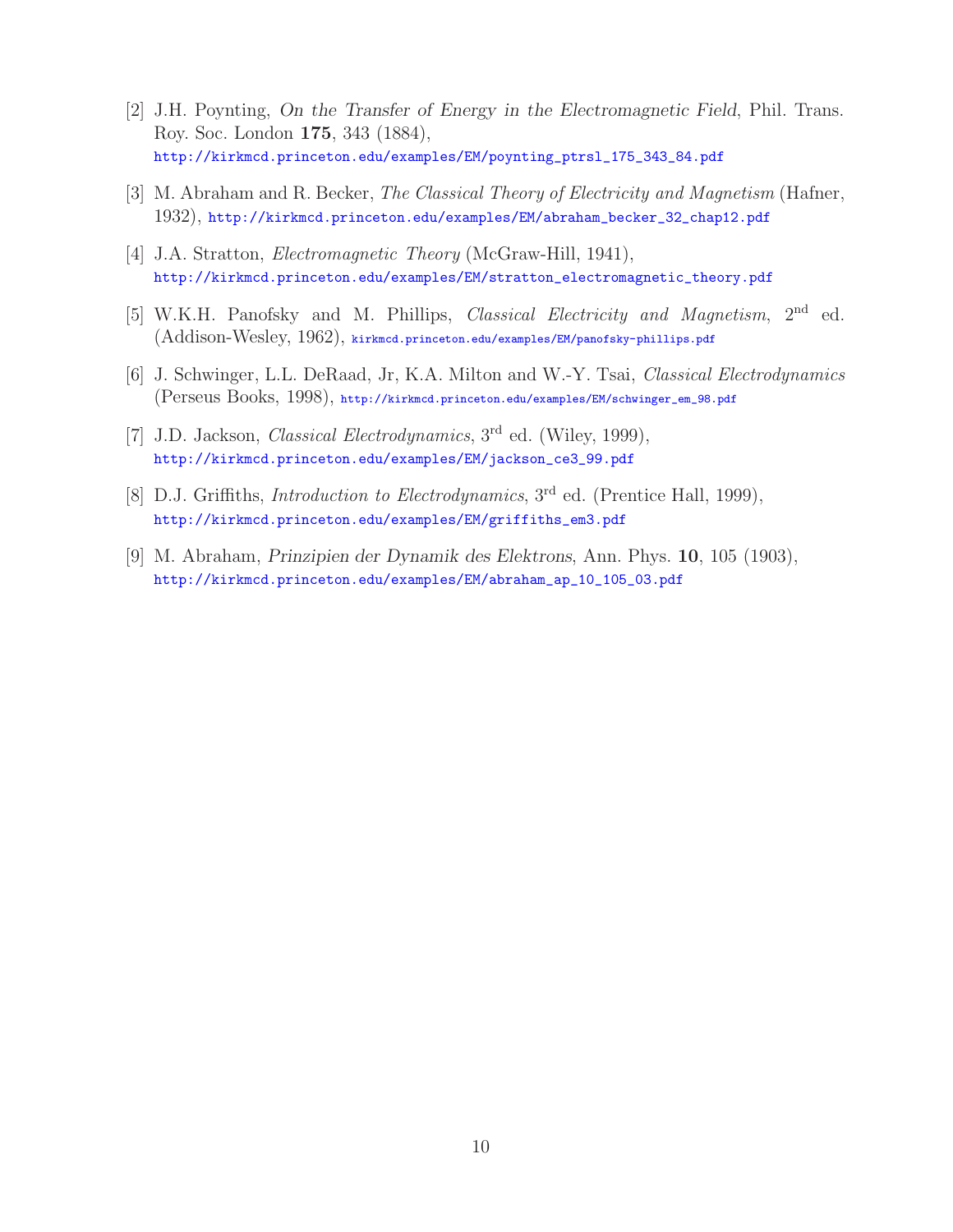[2] J.H. Poynting, *On the Transfer of Energy in the Electromagnetic Field*, Phil. Trans. Roy. Soc. London **175**, 343 (1884), http://kirkmcd.princeton.edu/examples/EM/poynting_ptrsl_175_343_84.pdf

[3] M. Abraham and R. Becker, *The Classical Theory of Electricity and Magnetism* (Hafner, 1932), http://kirkmcd.princeton.edu/examples/EM/abraham_becker_32_chap12.pdf

[4] J.A. Stratton, *Electromagnetic Theory* (McGraw-Hill, 1941), http://kirkmcd.princeton.edu/examples/EM/stratton_electromagnetic_theory.pdf

[5] W.K.H. Panofsky and M. Phillips, *Classical Electricity and Magnetism*, 2nd ed. (Addison-Wesley, 1962), kirkmcd.princeton.edu/examples/EM/panofsky-phillips.pdf

[6] J. Schwinger, L.L. DeRaad, Jr, K.A. Milton and W.-Y. Tsai, *Classical Electrodynamics* (Perseus Books, 1998), http://kirkmcd.princeton.edu/examples/EM/schwinger_em_98.pdf

[7] J.D. Jackson, *Classical Electrodynamics*, 3rd ed. (Wiley, 1999), http://kirkmcd.princeton.edu/examples/EM/jackson_ce3_99.pdf

[8] D.J. Griffiths, *Introduction to Electrodynamics*, 3rd ed. (Prentice Hall, 1999), http://kirkmcd.princeton.edu/examples/EM/griffiths_em3.pdf

[9] M. Abraham, *Prinzipien der Dynamik des Elektrons*, Ann. Phys. **10**, 105 (1903), http://kirkmcd.princeton.edu/examples/EM/abraham_ap_10_105_03.pdf